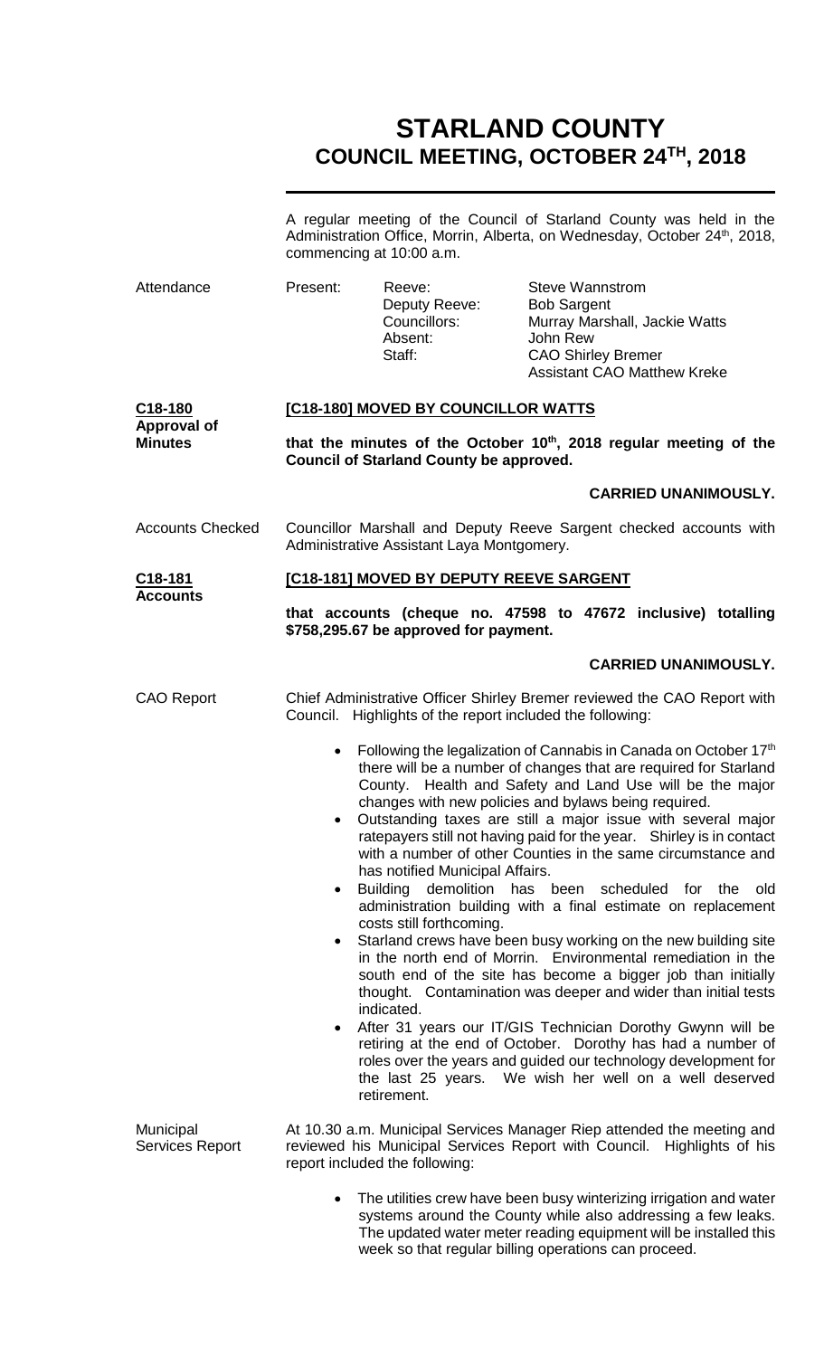# STARLAND COUNTY
## COUNCIL MEETING, OCTOBER 24TH, 2018

A regular meeting of the Council of Starland County was held in the Administration Office, Morrin, Alberta, on Wednesday, October 24th, 2018, commencing at 10:00 a.m.

**Attendance**

| Present: | | |
|---|---|---|
| | Reeve: | Steve Wannstrom |
| | Deputy Reeve: | Bob Sargent |
| | Councillors: | Murray Marshall, Jackie Watts |
| | Absent: | John Rew |
| | Staff: | CAO Shirley Bremer |
| | | Assistant CAO Matthew Kreke |

**C18-180 Approval of Minutes**

**[C18-180] MOVED BY COUNCILLOR WATTS**

**that the minutes of the October 10th, 2018 regular meeting of the Council of Starland County be approved.**

**CARRIED UNANIMOUSLY.**

**Accounts Checked**

Councillor Marshall and Deputy Reeve Sargent checked accounts with Administrative Assistant Laya Montgomery.

**C18-181 Accounts**

**[C18-181] MOVED BY DEPUTY REEVE SARGENT**

**that accounts (cheque no. 47598 to 47672 inclusive) totalling $758,295.67 be approved for payment.**

**CARRIED UNANIMOUSLY.**

**CAO Report**

Chief Administrative Officer Shirley Bremer reviewed the CAO Report with Council. Highlights of the report included the following:

- Following the legalization of Cannabis in Canada on October 17th there will be a number of changes that are required for Starland County. Health and Safety and Land Use will be the major changes with new policies and bylaws being required.
- Outstanding taxes are still a major issue with several major ratepayers still not having paid for the year. Shirley is in contact with a number of other Counties in the same circumstance and has notified Municipal Affairs.
- Building demolition has been scheduled for the old administration building with a final estimate on replacement costs still forthcoming.
- Starland crews have been busy working on the new building site in the north end of Morrin. Environmental remediation in the south end of the site has become a bigger job than initially thought. Contamination was deeper and wider than initial tests indicated.
- After 31 years our IT/GIS Technician Dorothy Gwynn will be retiring at the end of October. Dorothy has had a number of roles over the years and guided our technology development for the last 25 years. We wish her well on a well deserved retirement.

**Municipal Services Report**

At 10.30 a.m. Municipal Services Manager Riep attended the meeting and reviewed his Municipal Services Report with Council. Highlights of his report included the following:

- The utilities crew have been busy winterizing irrigation and water systems around the County while also addressing a few leaks. The updated water meter reading equipment will be installed this week so that regular billing operations can proceed.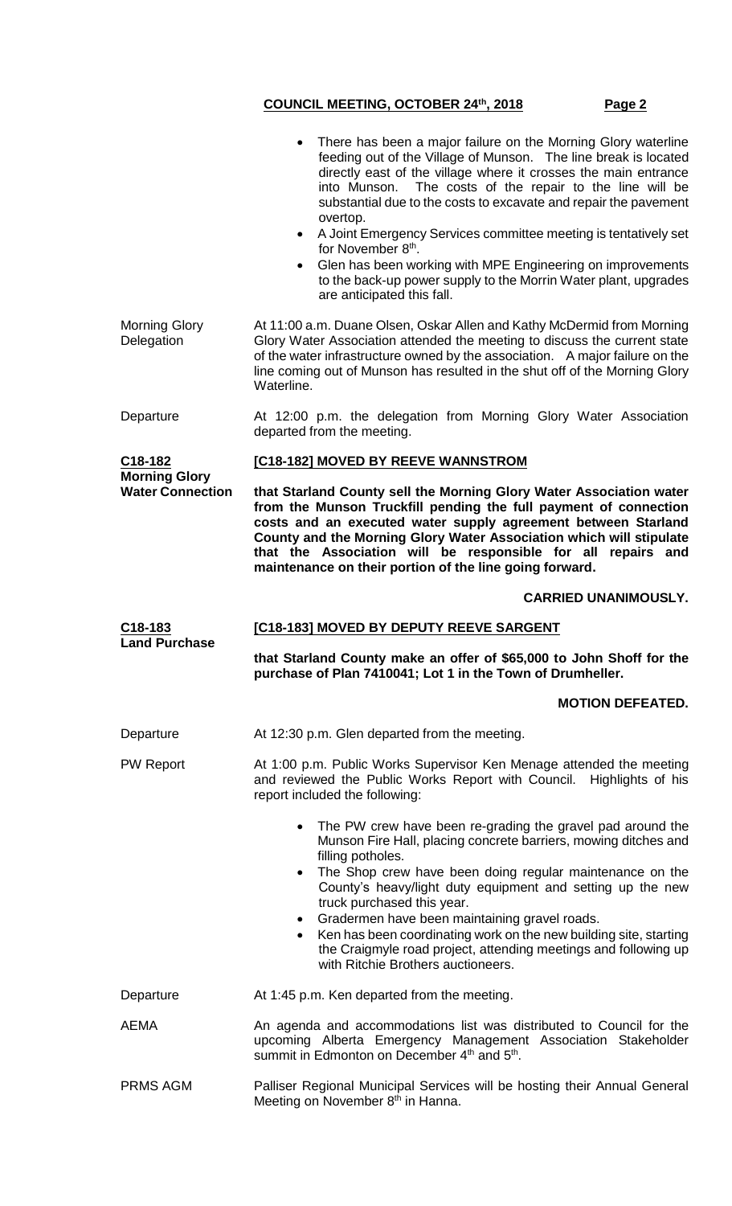- There has been a major failure on the Morning Glory waterline feeding out of the Village of Munson. The line break is located directly east of the village where it crosses the main entrance into Munson. The costs of the repair to the line will be substantial due to the costs to excavate and repair the pavement overtop.
- A Joint Emergency Services committee meeting is tentatively set for November 8th.
- Glen has been working with MPE Engineering on improvements to the back-up power supply to the Morrin Water plant, upgrades are anticipated this fall.

**Morning Glory Delegation**

At 11:00 a.m. Duane Olsen, Oskar Allen and Kathy McDermid from Morning Glory Water Association attended the meeting to discuss the current state of the water infrastructure owned by the association. A major failure on the line coming out of Munson has resulted in the shut off of the Morning Glory Waterline.

**Departure**

At 12:00 p.m. the delegation from Morning Glory Water Association departed from the meeting.

**C18-182**
**Morning Glory Water Connection**

**[C18-182] MOVED BY REEVE WANNSTROM**

**that Starland County sell the Morning Glory Water Association water from the Munson Truckfill pending the full payment of connection costs and an executed water supply agreement between Starland County and the Morning Glory Water Association which will stipulate that the Association will be responsible for all repairs and maintenance on their portion of the line going forward.**

**CARRIED UNANIMOUSLY.**

**C18-183**
**Land Purchase**

**[C18-183] MOVED BY DEPUTY REEVE SARGENT**

**that Starland County make an offer of $65,000 to John Shoff for the purchase of Plan 7410041; Lot 1 in the Town of Drumheller.**

**MOTION DEFEATED.**

**Departure**

At 12:30 p.m. Glen departed from the meeting.

**PW Report**

At 1:00 p.m. Public Works Supervisor Ken Menage attended the meeting and reviewed the Public Works Report with Council. Highlights of his report included the following:

- The PW crew have been re-grading the gravel pad around the Munson Fire Hall, placing concrete barriers, mowing ditches and filling potholes.
- The Shop crew have been doing regular maintenance on the County's heavy/light duty equipment and setting up the new truck purchased this year.
- Gradermen have been maintaining gravel roads.
- Ken has been coordinating work on the new building site, starting the Craigmyle road project, attending meetings and following up with Ritchie Brothers auctioneers.

**Departure**

At 1:45 p.m. Ken departed from the meeting.

**AEMA**

An agenda and accommodations list was distributed to Council for the upcoming Alberta Emergency Management Association Stakeholder summit in Edmonton on December 4th and 5th.

**PRMS AGM**

Palliser Regional Municipal Services will be hosting their Annual General Meeting on November 8th in Hanna.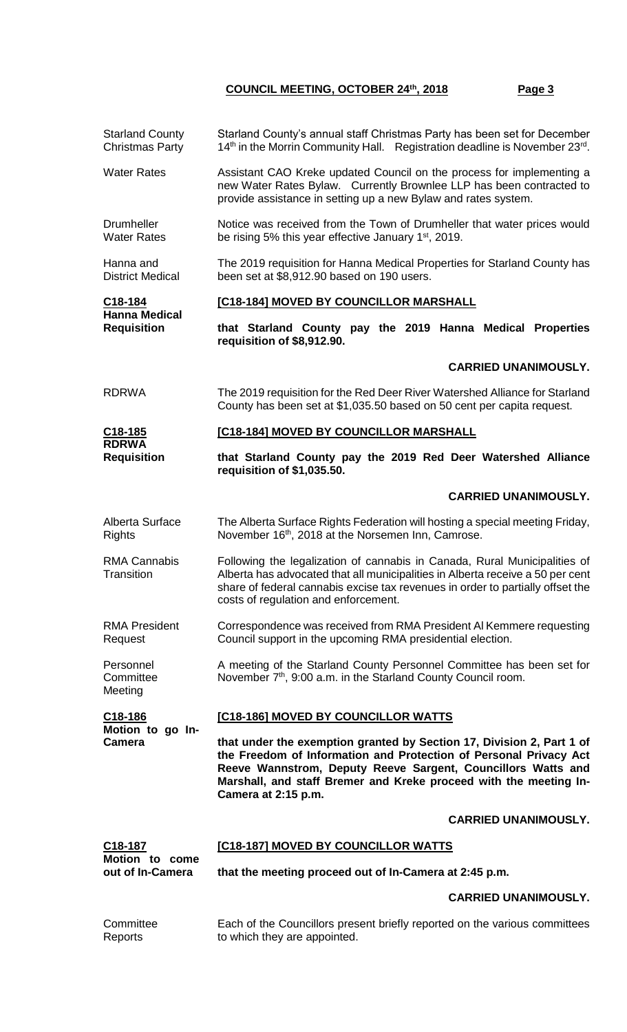**Starland County Christmas Party**

Starland County's annual staff Christmas Party has been set for December 14th in the Morrin Community Hall. Registration deadline is November 23rd.

**Water Rates**

Assistant CAO Kreke updated Council on the process for implementing a new Water Rates Bylaw. Currently Brownlee LLP has been contracted to provide assistance in setting up a new Bylaw and rates system.

**Drumheller Water Rates**

Notice was received from the Town of Drumheller that water prices would be rising 5% this year effective January 1st, 2019.

**Hanna and District Medical**

The 2019 requisition for Hanna Medical Properties for Starland County has been set at $8,912.90 based on 190 users.

**C18-184**
**Hanna Medical Requisition**

**[C18-184] MOVED BY COUNCILLOR MARSHALL**

**that Starland County pay the 2019 Hanna Medical Properties requisition of $8,912.90.**

**CARRIED UNANIMOUSLY.**

**RDRWA**

The 2019 requisition for the Red Deer River Watershed Alliance for Starland County has been set at $1,035.50 based on 50 cent per capita request.

**C18-185**
**RDRWA Requisition**

**[C18-184] MOVED BY COUNCILLOR MARSHALL**

**that Starland County pay the 2019 Red Deer Watershed Alliance requisition of $1,035.50.**

**CARRIED UNANIMOUSLY.**

**Alberta Surface Rights**

The Alberta Surface Rights Federation will hosting a special meeting Friday, November 16th, 2018 at the Norsemen Inn, Camrose.

**RMA Cannabis Transition**

Following the legalization of cannabis in Canada, Rural Municipalities of Alberta has advocated that all municipalities in Alberta receive a 50 per cent share of federal cannabis excise tax revenues in order to partially offset the costs of regulation and enforcement.

**RMA President Request**

Correspondence was received from RMA President Al Kemmere requesting Council support in the upcoming RMA presidential election.

**Personnel Committee Meeting**

A meeting of the Starland County Personnel Committee has been set for November 7th, 9:00 a.m. in the Starland County Council room.

**C18-186**
**Motion to go In-Camera**

**[C18-186] MOVED BY COUNCILLOR WATTS**

**that under the exemption granted by Section 17, Division 2, Part 1 of the Freedom of Information and Protection of Personal Privacy Act Reeve Wannstrom, Deputy Reeve Sargent, Councillors Watts and Marshall, and staff Bremer and Kreke proceed with the meeting In-Camera at 2:15 p.m.**

**CARRIED UNANIMOUSLY.**

**C18-187**
**Motion to come out of In-Camera**

**[C18-187] MOVED BY COUNCILLOR WATTS**

**that the meeting proceed out of In-Camera at 2:45 p.m.**

**CARRIED UNANIMOUSLY.**

**Committee Reports**

Each of the Councillors present briefly reported on the various committees to which they are appointed.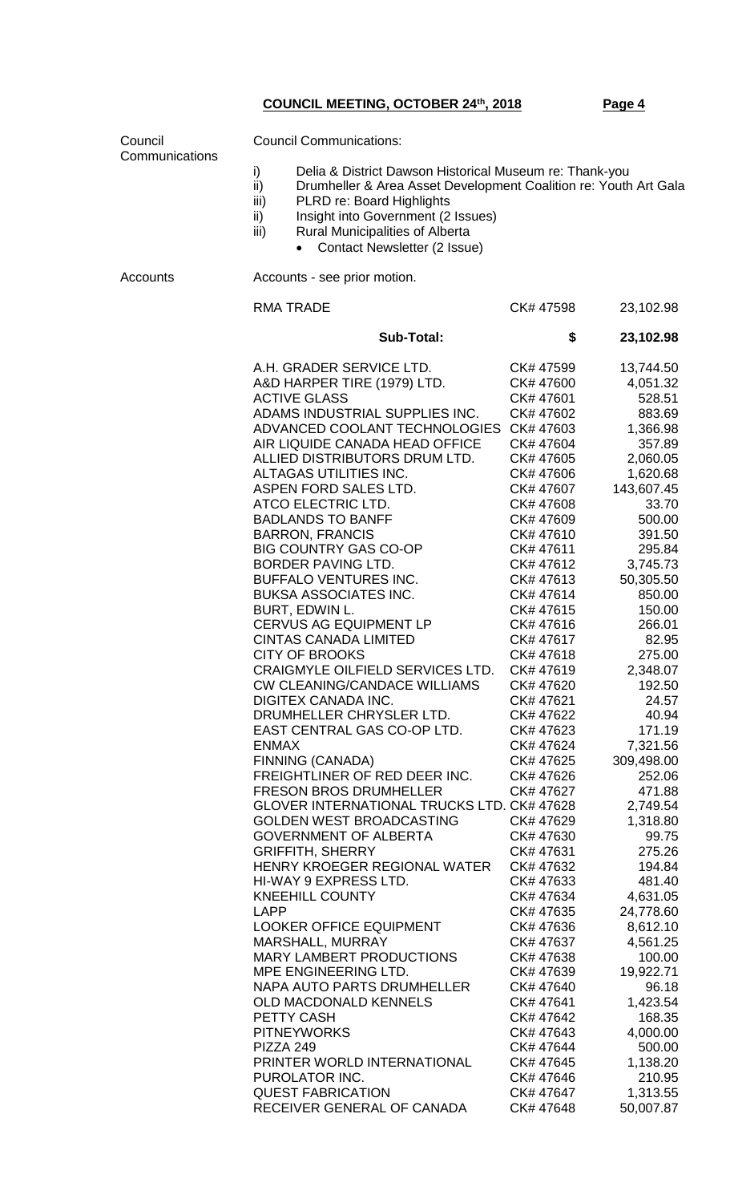**COUNCIL MEETING, OCTOBER 24th, 2018**

Council Communications

Council Communications:

i) Delia & District Dawson Historical Museum re: Thank-you
ii) Drumheller & Area Asset Development Coalition re: Youth Art Gala
iii) PLRD re: Board Highlights
ii) Insight into Government (2 Issues)
iii) Rural Municipalities of Alberta
   - Contact Newsletter (2 Issue)

Accounts

Accounts - see prior motion.

| | | |
|---|---|---|
| RMA TRADE | CK# 47598 | 23,102.98 |
| **Sub-Total:** | **$** | **23,102.98** |
| A.H. GRADER SERVICE LTD. | CK# 47599 | 13,744.50 |
| A&D HARPER TIRE (1979) LTD. | CK# 47600 | 4,051.32 |
| ACTIVE GLASS | CK# 47601 | 528.51 |
| ADAMS INDUSTRIAL SUPPLIES INC. | CK# 47602 | 883.69 |
| ADVANCED COOLANT TECHNOLOGIES | CK# 47603 | 1,366.98 |
| AIR LIQUIDE CANADA HEAD OFFICE | CK# 47604 | 357.89 |
| ALLIED DISTRIBUTORS DRUM LTD. | CK# 47605 | 2,060.05 |
| ALTAGAS UTILITIES INC. | CK# 47606 | 1,620.68 |
| ASPEN FORD SALES LTD. | CK# 47607 | 143,607.45 |
| ATCO ELECTRIC LTD. | CK# 47608 | 33.70 |
| BADLANDS TO BANFF | CK# 47609 | 500.00 |
| BARRON, FRANCIS | CK# 47610 | 391.50 |
| BIG COUNTRY GAS CO-OP | CK# 47611 | 295.84 |
| BORDER PAVING LTD. | CK# 47612 | 3,745.73 |
| BUFFALO VENTURES INC. | CK# 47613 | 50,305.50 |
| BUKSA ASSOCIATES INC. | CK# 47614 | 850.00 |
| BURT, EDWIN L. | CK# 47615 | 150.00 |
| CERVUS AG EQUIPMENT LP | CK# 47616 | 266.01 |
| CINTAS CANADA LIMITED | CK# 47617 | 82.95 |
| CITY OF BROOKS | CK# 47618 | 275.00 |
| CRAIGMYLE OILFIELD SERVICES LTD. | CK# 47619 | 2,348.07 |
| CW CLEANING/CANDACE WILLIAMS | CK# 47620 | 192.50 |
| DIGITEX CANADA INC. | CK# 47621 | 24.57 |
| DRUMHELLER CHRYSLER LTD. | CK# 47622 | 40.94 |
| EAST CENTRAL GAS CO-OP LTD. | CK# 47623 | 171.19 |
| ENMAX | CK# 47624 | 7,321.56 |
| FINNING (CANADA) | CK# 47625 | 309,498.00 |
| FREIGHTLINER OF RED DEER INC. | CK# 47626 | 252.06 |
| FRESON BROS DRUMHELLER | CK# 47627 | 471.88 |
| GLOVER INTERNATIONAL TRUCKS LTD. | CK# 47628 | 2,749.54 |
| GOLDEN WEST BROADCASTING | CK# 47629 | 1,318.80 |
| GOVERNMENT OF ALBERTA | CK# 47630 | 99.75 |
| GRIFFITH, SHERRY | CK# 47631 | 275.26 |
| HENRY KROEGER REGIONAL WATER | CK# 47632 | 194.84 |
| HI-WAY 9 EXPRESS LTD. | CK# 47633 | 481.40 |
| KNEEHILL COUNTY | CK# 47634 | 4,631.05 |
| LAPP | CK# 47635 | 24,778.60 |
| LOOKER OFFICE EQUIPMENT | CK# 47636 | 8,612.10 |
| MARSHALL, MURRAY | CK# 47637 | 4,561.25 |
| MARY LAMBERT PRODUCTIONS | CK# 47638 | 100.00 |
| MPE ENGINEERING LTD. | CK# 47639 | 19,922.71 |
| NAPA AUTO PARTS DRUMHELLER | CK# 47640 | 96.18 |
| OLD MACDONALD KENNELS | CK# 47641 | 1,423.54 |
| PETTY CASH | CK# 47642 | 168.35 |
| PITNEYWORKS | CK# 47643 | 4,000.00 |
| PIZZA 249 | CK# 47644 | 500.00 |
| PRINTER WORLD INTERNATIONAL | CK# 47645 | 1,138.20 |
| PUROLATOR INC. | CK# 47646 | 210.95 |
| QUEST FABRICATION | CK# 47647 | 1,313.55 |
| RECEIVER GENERAL OF CANADA | CK# 47648 | 50,007.87 |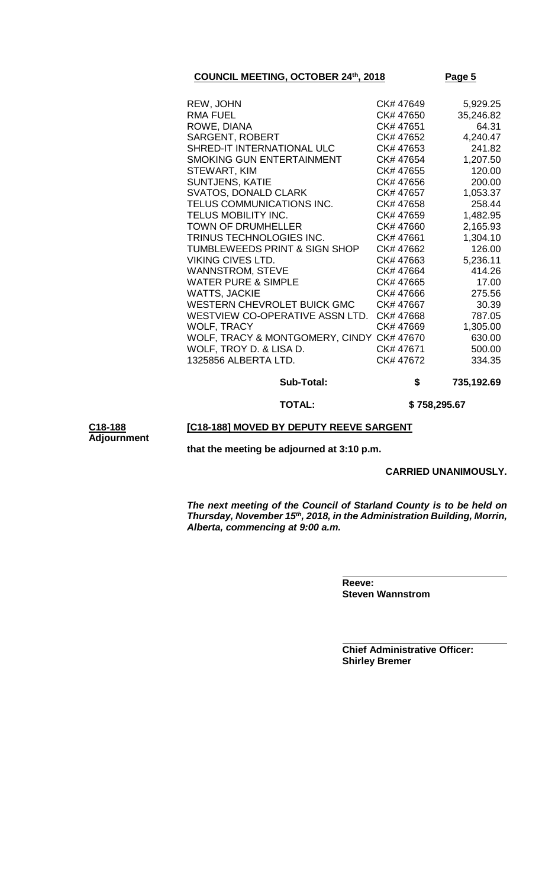| | | |
|---|---|---|
| REW, JOHN | CK# 47649 | 5,929.25 |
| RMA FUEL | CK# 47650 | 35,246.82 |
| ROWE, DIANA | CK# 47651 | 64.31 |
| SARGENT, ROBERT | CK# 47652 | 4,240.47 |
| SHRED-IT INTERNATIONAL ULC | CK# 47653 | 241.82 |
| SMOKING GUN ENTERTAINMENT | CK# 47654 | 1,207.50 |
| STEWART, KIM | CK# 47655 | 120.00 |
| SUNTJENS, KATIE | CK# 47656 | 200.00 |
| SVATOS, DONALD CLARK | CK# 47657 | 1,053.37 |
| TELUS COMMUNICATIONS INC. | CK# 47658 | 258.44 |
| TELUS MOBILITY INC. | CK# 47659 | 1,482.95 |
| TOWN OF DRUMHELLER | CK# 47660 | 2,165.93 |
| TRINUS TECHNOLOGIES INC. | CK# 47661 | 1,304.10 |
| TUMBLEWEEDS PRINT & SIGN SHOP | CK# 47662 | 126.00 |
| VIKING CIVES LTD. | CK# 47663 | 5,236.11 |
| WANNSTROM, STEVE | CK# 47664 | 414.26 |
| WATER PURE & SIMPLE | CK# 47665 | 17.00 |
| WATTS, JACKIE | CK# 47666 | 275.56 |
| WESTERN CHEVROLET BUICK GMC | CK# 47667 | 30.39 |
| WESTVIEW CO-OPERATIVE ASSN LTD. | CK# 47668 | 787.05 |
| WOLF, TRACY | CK# 47669 | 1,305.00 |
| WOLF, TRACY & MONTGOMERY, CINDY | CK# 47670 | 630.00 |
| WOLF, TROY D. & LISA D. | CK# 47671 | 500.00 |
| 1325856 ALBERTA LTD. | CK# 47672 | 334.35 |
| **Sub-Total:** | **$** | **735,192.69** |
| **TOTAL:** | | **$ 758,295.67** |

**C18-188**
**Adjournment**

**[C18-188] MOVED BY DEPUTY REEVE SARGENT**

**that the meeting be adjourned at 3:10 p.m.**

**CARRIED UNANIMOUSLY.**

***The next meeting of the Council of Starland County is to be held on Thursday, November 15th, 2018, in the Administration Building, Morrin, Alberta, commencing at 9:00 a.m.***

**Reeve:**
**Steven Wannstrom**

**Chief Administrative Officer:**
**Shirley Bremer**